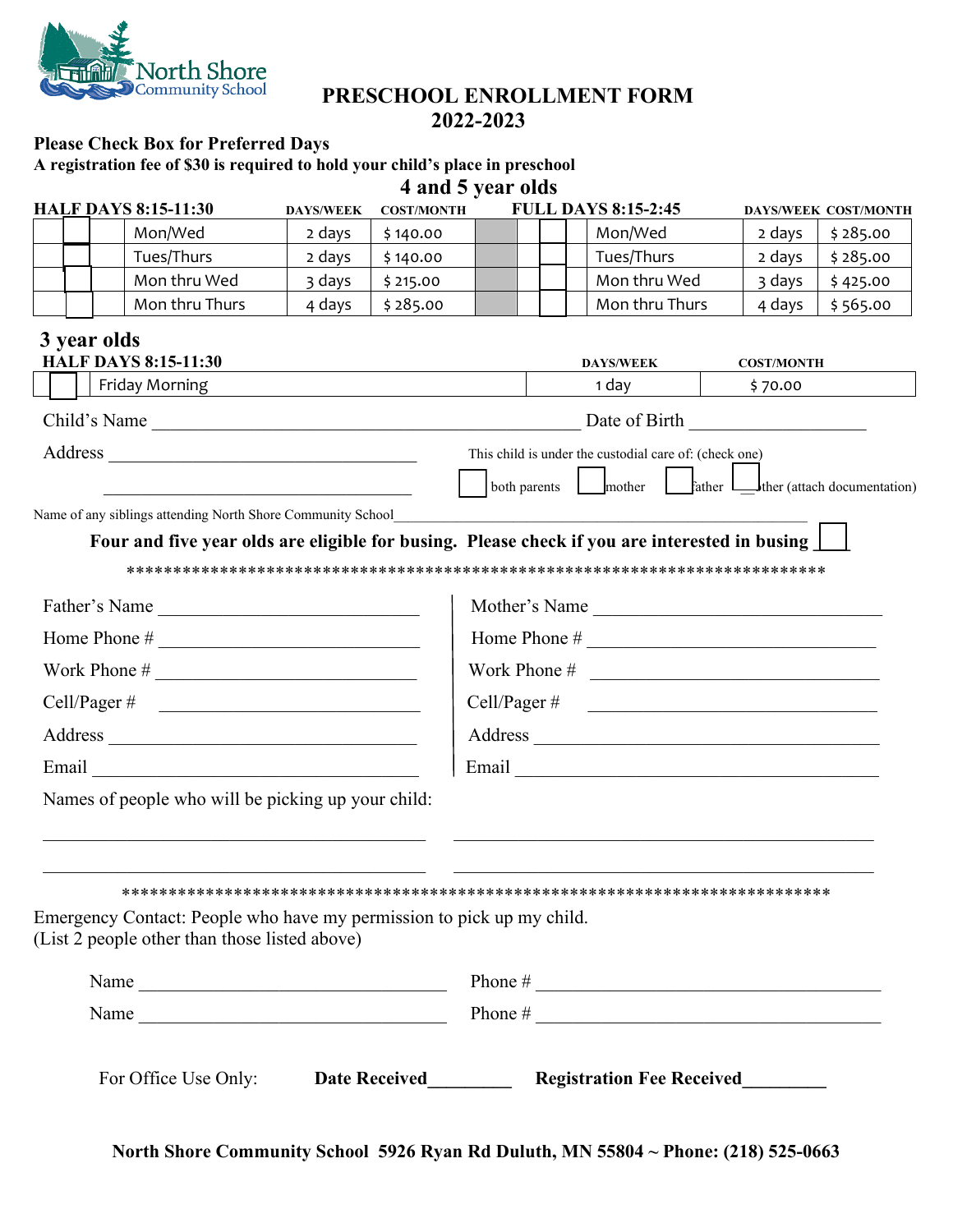North Shore Community School

# PRESCHOOL ENROLLMENT FORM 2022-2023

**Please Check Box for Preferred Days**

**A registration fee of $30 is required to hold your child's place in preschool**

## 4 and 5 year olds

| | HALF DAYS 8:15-11:30 | DAYS/WEEK | COST/MONTH | | | FULL DAYS 8:15-2:45 | DAYS/WEEK | COST/MONTH |
|---|---|---|---|---|---|---|---|---|
| ☐ | Mon/Wed | 2 days | $ 140.00 | | ☐ | Mon/Wed | 2 days | $ 285.00 |
| ☐ | Tues/Thurs | 2 days | $ 140.00 | | ☐ | Tues/Thurs | 2 days | $ 285.00 |
| ☐ | Mon thru Wed | 3 days | $ 215.00 | | ☐ | Mon thru Wed | 3 days | $ 425.00 |
| ☐ | Mon thru Thurs | 4 days | $ 285.00 | | ☐ | Mon thru Thurs | 4 days | $ 565.00 |

## 3 year olds

| | HALF DAYS 8:15-11:30 | DAYS/WEEK | COST/MONTH |
|---|---|---|---|
| ☐ | Friday Morning | 1 day | $ 70.00 |

Child's Name ______________________________ Date of Birth ____________________

Address ______________________________

______________________________

This child is under the custodial care of: (check one)

☐ both parents ☐ mother ☐ father ☐ other (attach documentation)

Name of any siblings attending North Shore Community School______________________________

**Four and five year olds are eligible for busing. Please check if you are interested in busing ☐**

*****************************************************************************

Father's Name ______________________________

Home Phone # ______________________________

Work Phone # ______________________________

Cell/Pager # ______________________________

Address ______________________________

Email ______________________________

Mother's Name ______________________________

Home Phone # ______________________________

Work Phone # ______________________________

Cell/Pager # ______________________________

Address ______________________________

Email ______________________________

Names of people who will be picking up your child:

______________________________ ______________________________

______________________________ ______________________________

*****************************************************************************

Emergency Contact: People who have my permission to pick up my child.
(List 2 people other than those listed above)

Name ______________________________ Phone # ______________________________

Name ______________________________ Phone # ______________________________

For Office Use Only: **Date Received_________** **Registration Fee Received_________**

**North Shore Community School 5926 Ryan Rd Duluth, MN 55804 ~ Phone: (218) 525-0663**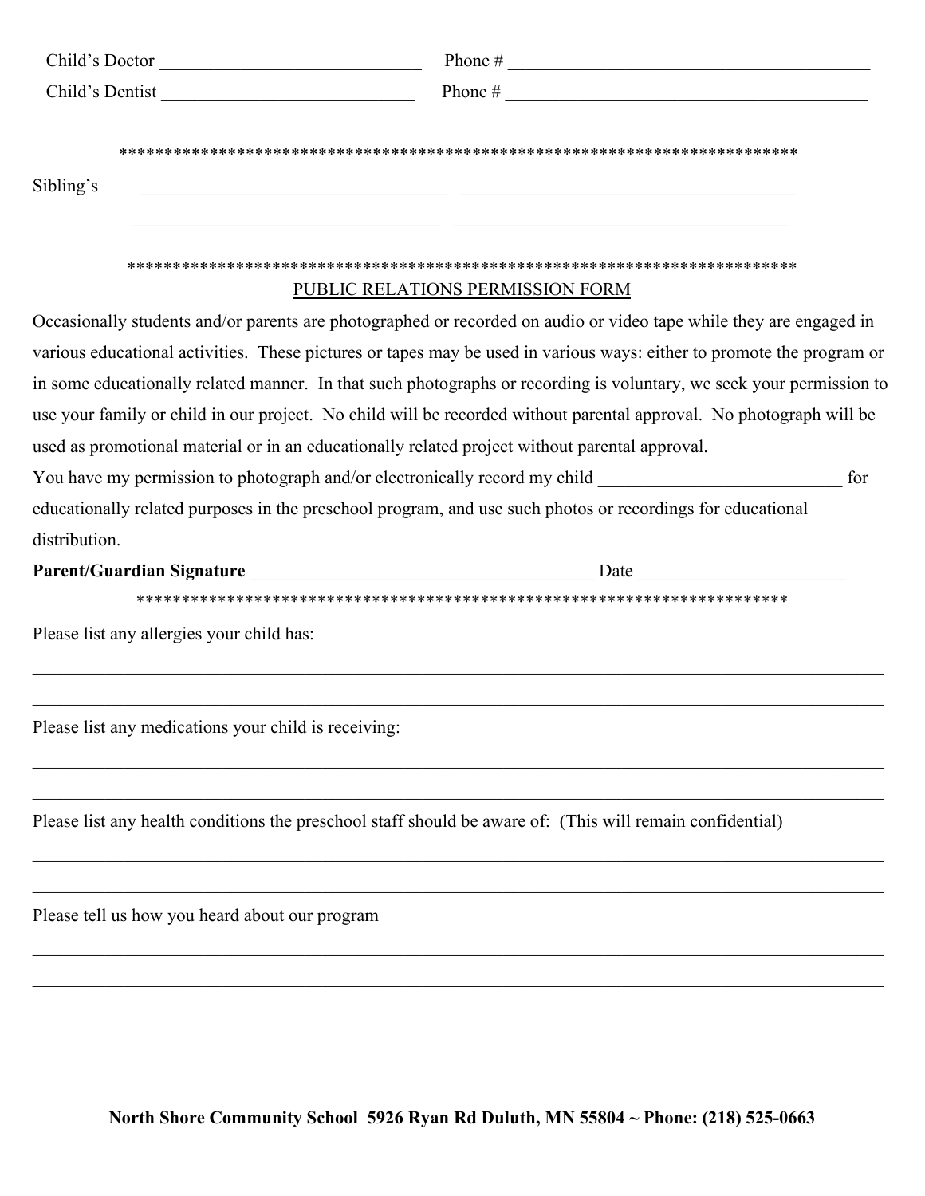Child's Doctor ____________________________ Phone # ________________________________________

Child's Dentist ___________________________ Phone # ________________________________________

*************************************************************************

Sibling's ________________________________ ____________________________________

________________________________ ____________________________________

*************************************************************************

PUBLIC RELATIONS PERMISSION FORM

Occasionally students and/or parents are photographed or recorded on audio or video tape while they are engaged in various educational activities. These pictures or tapes may be used in various ways: either to promote the program or in some educationally related manner. In that such photographs or recording is voluntary, we seek your permission to use your family or child in our project. No child will be recorded without parental approval. No photograph will be used as promotional material or in an educationally related project without parental approval.

You have my permission to photograph and/or electronically record my child ___________________________ for educationally related purposes in the preschool program, and use such photos or recordings for educational distribution.

**Parent/Guardian Signature** ______________________________________ Date ______________________

*************************************************************************

Please list any allergies your child has:

_______________________________________________________________________________________________

_______________________________________________________________________________________________

Please list any medications your child is receiving:

_______________________________________________________________________________________________

_______________________________________________________________________________________________

Please list any health conditions the preschool staff should be aware of: (This will remain confidential)

_______________________________________________________________________________________________

_______________________________________________________________________________________________

Please tell us how you heard about our program

_______________________________________________________________________________________________

_______________________________________________________________________________________________

**North Shore Community School 5926 Ryan Rd Duluth, MN 55804 ~ Phone: (218) 525-0663**